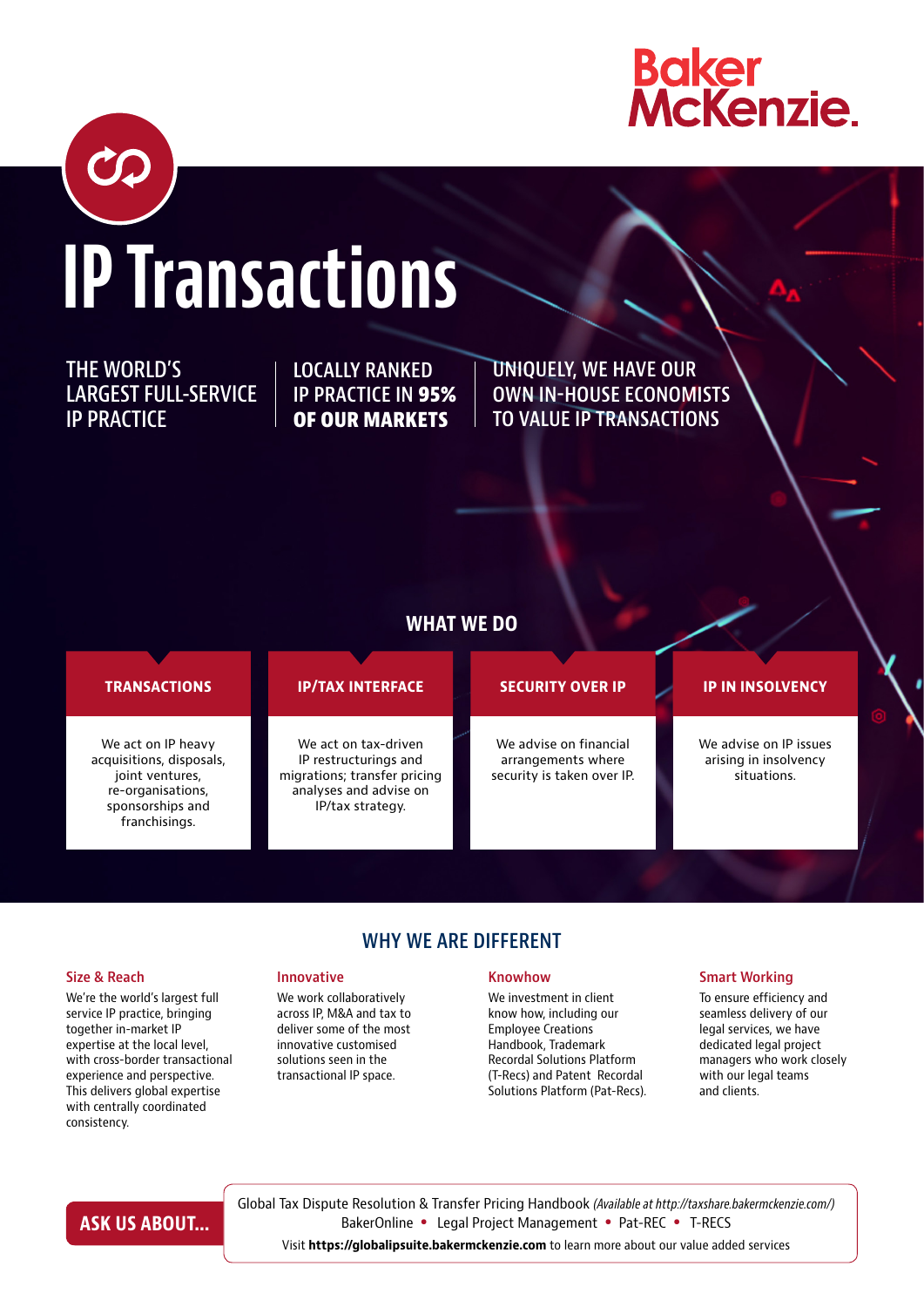Baker McKenzie.

# IP Transactions

THE WORLD'S LARGEST FULL-SERVICE IP PRACTICE

LOCALLY RANKED IP PRACTICE IN **95% OF OUR MARKETS**

UNIQUELY, WE HAVE OUR OWN IN-HOUSE ECONOMISTS TO VALUE IP TRANSACTIONS

## WHAT WE DO

### TRANSACTIONS

We act on IP heavy acquisitions, disposals, joint ventures, re-organisations, sponsorships and franchisings.

### IP/TAX INTERFACE

We act on tax-driven IP restructurings and migrations; transfer pricing analyses and advise on IP/tax strategy.

### SECURITY OVER IP

We advise on financial arrangements where security is taken over IP.

### IP IN INSOLVENCY

We advise on IP issues arising in insolvency situations.

## WHY WE ARE DIFFERENT

### Size & Reach

We're the world's largest full service IP practice, bringing together in-market IP expertise at the local level, with cross-border transactional experience and perspective. This delivers global expertise with centrally coordinated consistency.

### Innovative

We work collaboratively across IP, M&A and tax to deliver some of the most innovative customised solutions seen in the transactional IP space.

### Knowhow

We investment in client know how, including our Employee Creations Handbook, Trademark Recordal Solutions Platform (T-Recs) and Patent Recordal Solutions Platform (Pat-Recs).

### Smart Working

To ensure efficiency and seamless delivery of our legal services, we have dedicated legal project managers who work closely with our legal teams and clients.

## ASK US ABOUT...

Global Tax Dispute Resolution & Transfer Pricing Handbook *(Available at http://taxshare.bakermckenzie.com/)*

BakerOnline • Legal Project Management • Pat-REC • T-RECS

Visit **https://globalipsuite.bakermckenzie.com** to learn more about our value added services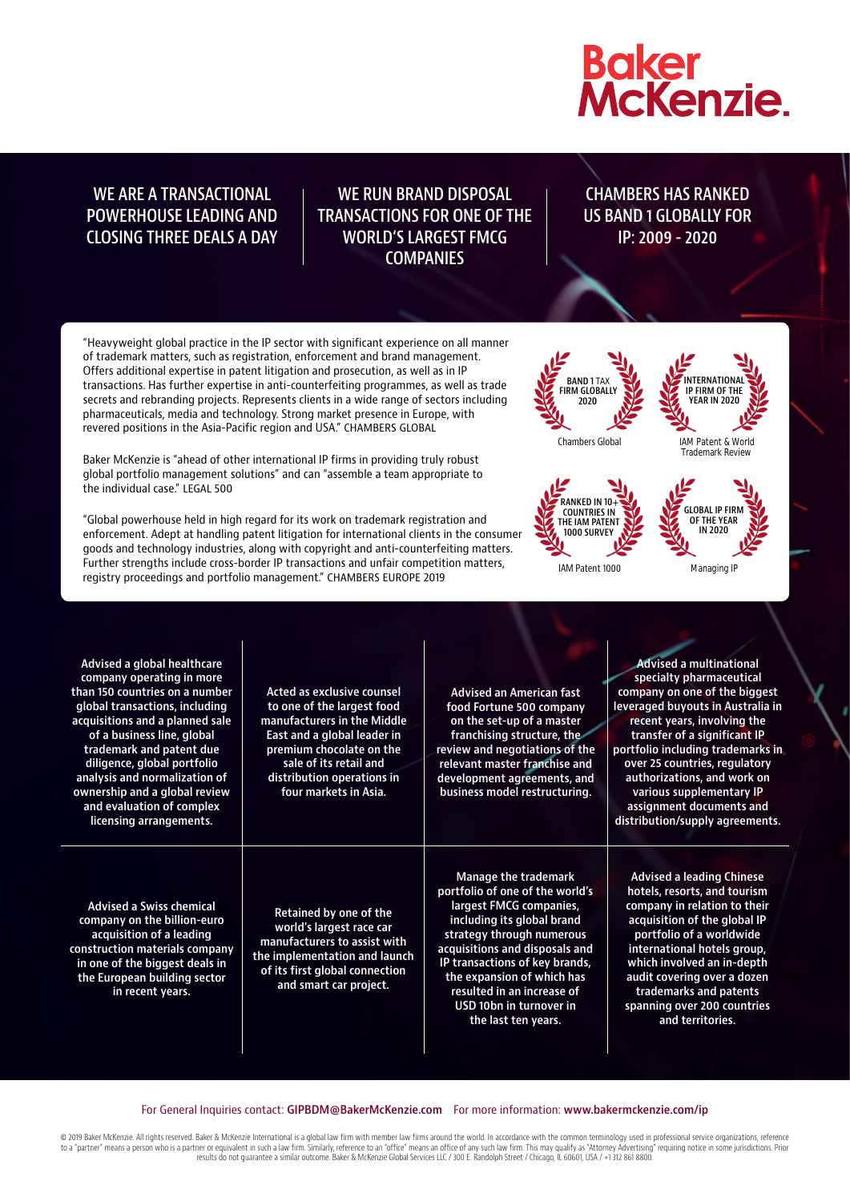# Baker McKenzie.

**WE ARE A TRANSACTIONAL POWERHOUSE LEADING AND CLOSING THREE DEALS A DAY**

**WE RUN BRAND DISPOSAL TRANSACTIONS FOR ONE OF THE WORLD'S LARGEST FMCG COMPANIES**

**CHAMBERS HAS RANKED US BAND 1 GLOBALLY FOR IP: 2009 - 2020**

"Heavyweight global practice in the IP sector with significant experience on all manner of trademark matters, such as registration, enforcement and brand management. Offers additional expertise in patent litigation and prosecution, as well as in IP transactions. Has further expertise in anti-counterfeiting programmes, as well as trade secrets and rebranding projects. Represents clients in a wide range of sectors including pharmaceuticals, media and technology. Strong market presence in Europe, with revered positions in the Asia-Pacific region and USA." CHAMBERS GLOBAL

Baker McKenzie is "ahead of other international IP firms in providing truly robust global portfolio management solutions" and can "assemble a team appropriate to the individual case." LEGAL 500

"Global powerhouse held in high regard for its work on trademark registration and enforcement. Adept at handling patent litigation for international clients in the consumer goods and technology industries, along with copyright and anti-counterfeiting matters. Further strengths include cross-border IP transactions and unfair competition matters, registry proceedings and portfolio management." CHAMBERS EUROPE 2019

BAND 1 TAX FIRM GLOBALLY 2020
Chambers Global

INTERNATIONAL IP FIRM OF THE YEAR IN 2020
IAM Patent & World Trademark Review

RANKED IN 10+ COUNTRIES IN THE IAM PATENT 1000 SURVEY
IAM Patent 1000

GLOBAL IP FIRM OF THE YEAR IN 2020
Managing IP

**Advised a global healthcare company operating in more than 150 countries on a number global transactions, including acquisitions and a planned sale of a business line, global trademark and patent due diligence, global portfolio analysis and normalization of ownership and a global review and evaluation of complex licensing arrangements.**

**Acted as exclusive counsel to one of the largest food manufacturers in the Middle East and a global leader in premium chocolate on the sale of its retail and distribution operations in four markets in Asia.**

**Advised an American fast food Fortune 500 company on the set-up of a master franchising structure, the review and negotiations of the relevant master franchise and development agreements, and business model restructuring.**

**Advised a multinational specialty pharmaceutical company on one of the biggest leveraged buyouts in Australia in recent years, involving the transfer of a significant IP portfolio including trademarks in over 25 countries, regulatory authorizations, and work on various supplementary IP assignment documents and distribution/supply agreements.**

**Advised a Swiss chemical company on the billion-euro acquisition of a leading construction materials company in one of the biggest deals in the European building sector in recent years.**

**Retained by one of the world's largest race car manufacturers to assist with the implementation and launch of its first global connection and smart car project.**

**Manage the trademark portfolio of one of the world's largest FMCG companies, including its global brand strategy through numerous acquisitions and disposals and IP transactions of key brands, the expansion of which has resulted in an increase of USD 10bn in turnover in the last ten years.**

**Advised a leading Chinese hotels, resorts, and tourism company in relation to their acquisition of the global IP portfolio of a worldwide international hotels group, which involved an in-depth audit covering over a dozen trademarks and patents spanning over 200 countries and territories.**

For General Inquiries contact: **GIPBDM@BakerMcKenzie.com** For more information: **www.bakermckenzie.com/ip**

© 2019 Baker McKenzie. All rights reserved. Baker & McKenzie International is a global law firm with member law firms around the world. In accordance with the common terminology used in professional service organizations, reference to a "partner" means a person who is a partner or equivalent in such a law firm. Similarly, reference to an "office" means an office of any such law firm. This may qualify as "Attorney Advertising" requiring notice in some jurisdictions. Prior results do not guarantee a similar outcome. Baker & McKenzie Global Services LLC / 300 E. Randolph Street / Chicago, IL 60601, USA / +1 312 861 8800.